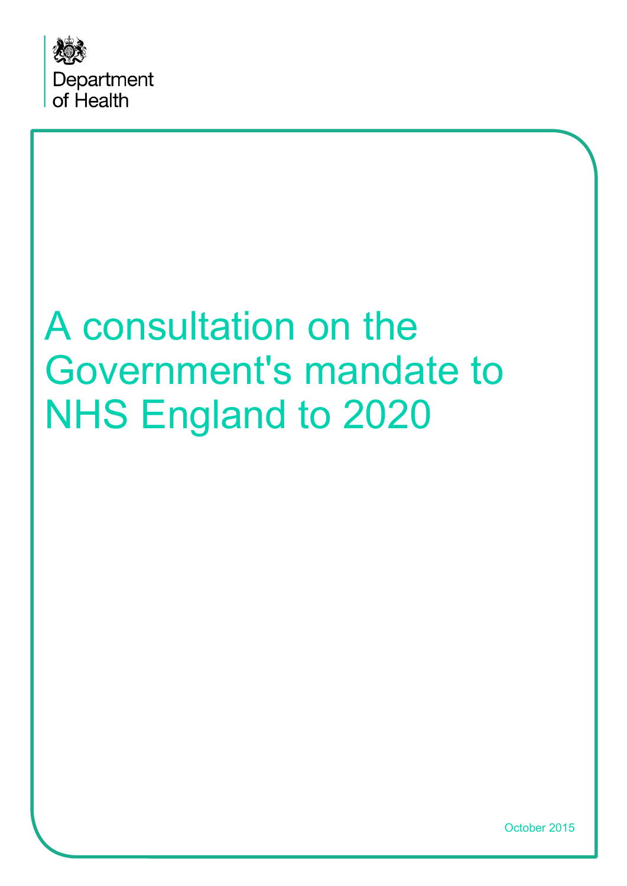Department of Health

# A consultation on the Government's mandate to NHS England to 2020

October 2015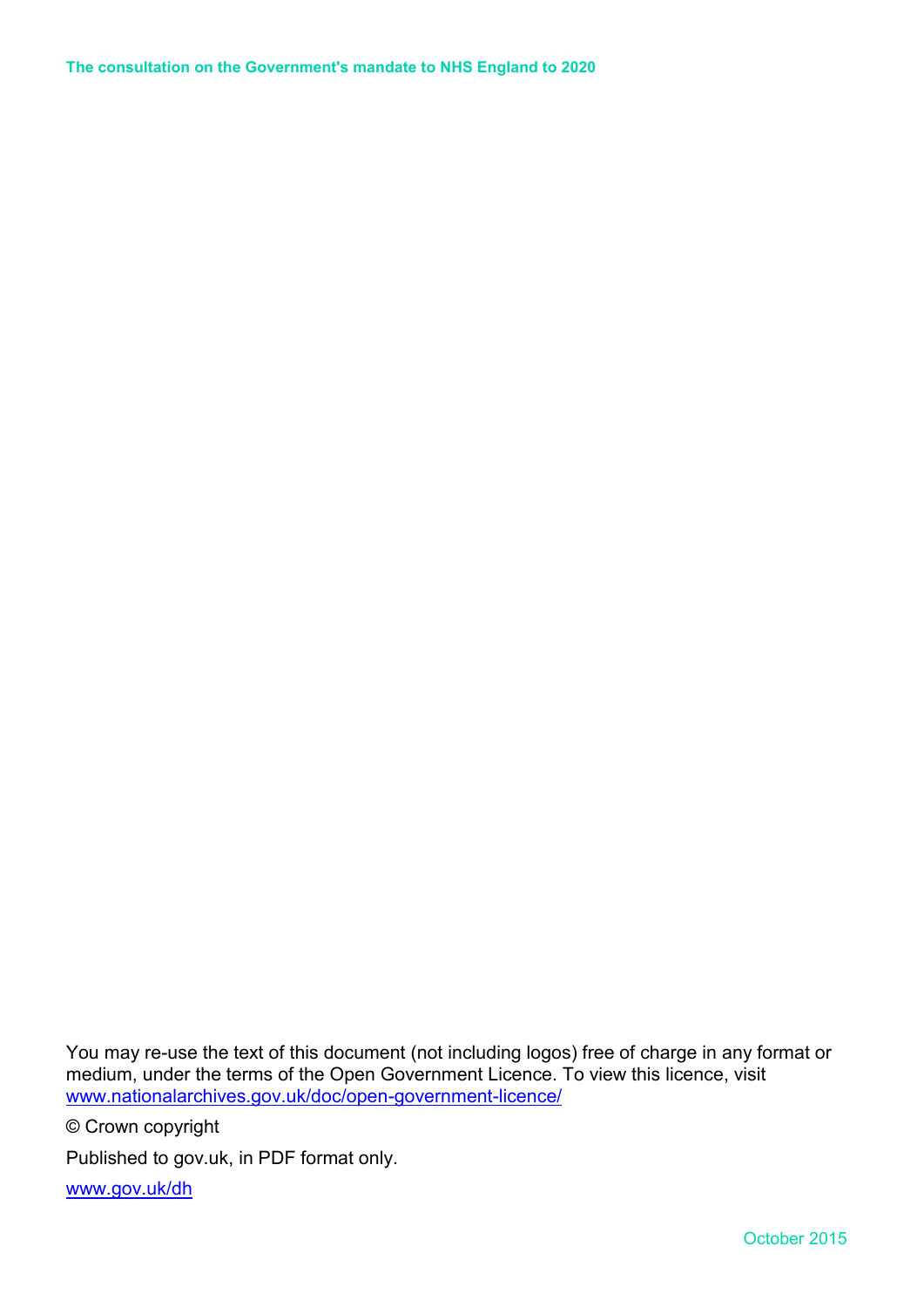You may re-use the text of this document (not including logos) free of charge in any format or medium, under the terms of the Open Government Licence. To view this licence, visit www.nationalarchives.gov.uk/doc/open-government-licence/

© Crown copyright

Published to gov.uk, in PDF format only.

www.gov.uk/dh

October 2015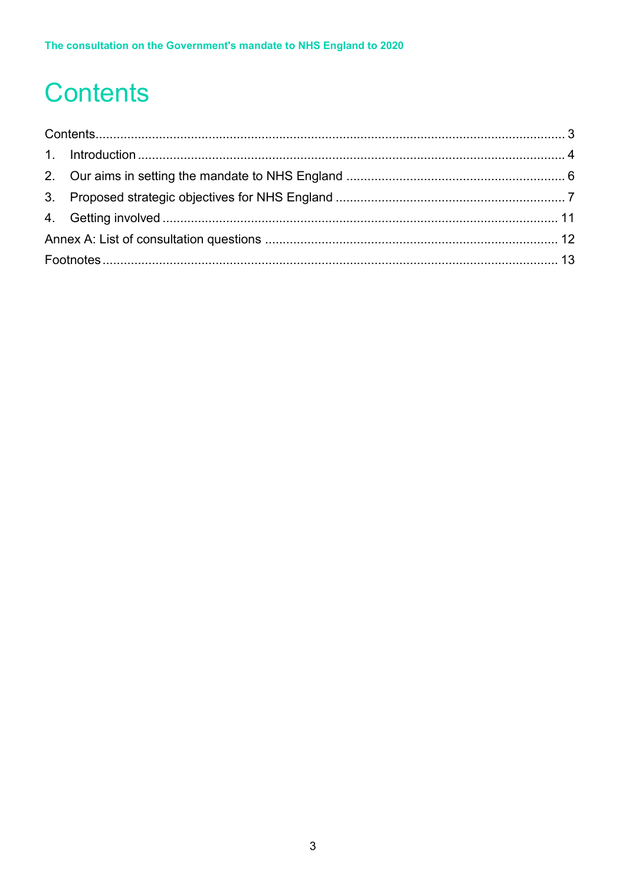# Contents

Contents .......... 3
1. Introduction .......... 4
2. Our aims in setting the mandate to NHS England .......... 6
3. Proposed strategic objectives for NHS England .......... 7
4. Getting involved .......... 11
Annex A: List of consultation questions .......... 12
Footnotes .......... 13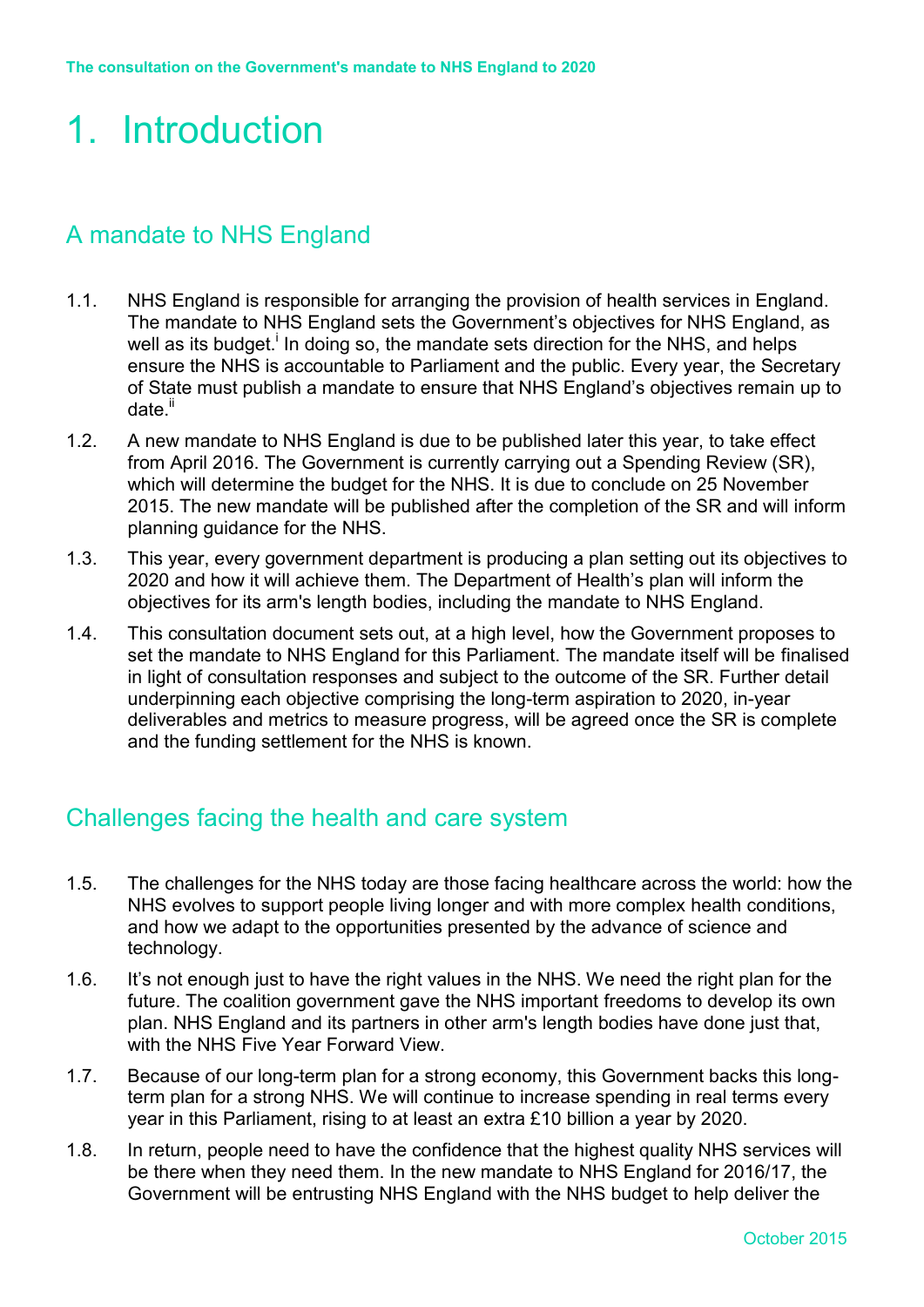# 1. Introduction

## A mandate to NHS England

1.1. NHS England is responsible for arranging the provision of health services in England. The mandate to NHS England sets the Government's objectives for NHS England, as well as its budget.[i] In doing so, the mandate sets direction for the NHS, and helps ensure the NHS is accountable to Parliament and the public. Every year, the Secretary of State must publish a mandate to ensure that NHS England's objectives remain up to date.[ii]

1.2. A new mandate to NHS England is due to be published later this year, to take effect from April 2016. The Government is currently carrying out a Spending Review (SR), which will determine the budget for the NHS. It is due to conclude on 25 November 2015. The new mandate will be published after the completion of the SR and will inform planning guidance for the NHS.

1.3. This year, every government department is producing a plan setting out its objectives to 2020 and how it will achieve them. The Department of Health's plan will inform the objectives for its arm's length bodies, including the mandate to NHS England.

1.4. This consultation document sets out, at a high level, how the Government proposes to set the mandate to NHS England for this Parliament. The mandate itself will be finalised in light of consultation responses and subject to the outcome of the SR. Further detail underpinning each objective comprising the long-term aspiration to 2020, in-year deliverables and metrics to measure progress, will be agreed once the SR is complete and the funding settlement for the NHS is known.

## Challenges facing the health and care system

1.5. The challenges for the NHS today are those facing healthcare across the world: how the NHS evolves to support people living longer and with more complex health conditions, and how we adapt to the opportunities presented by the advance of science and technology.

1.6. It's not enough just to have the right values in the NHS. We need the right plan for the future. The coalition government gave the NHS important freedoms to develop its own plan. NHS England and its partners in other arm's length bodies have done just that, with the NHS Five Year Forward View.

1.7. Because of our long-term plan for a strong economy, this Government backs this long-term plan for a strong NHS. We will continue to increase spending in real terms every year in this Parliament, rising to at least an extra £10 billion a year by 2020.

1.8. In return, people need to have the confidence that the highest quality NHS services will be there when they need them. In the new mandate to NHS England for 2016/17, the Government will be entrusting NHS England with the NHS budget to help deliver the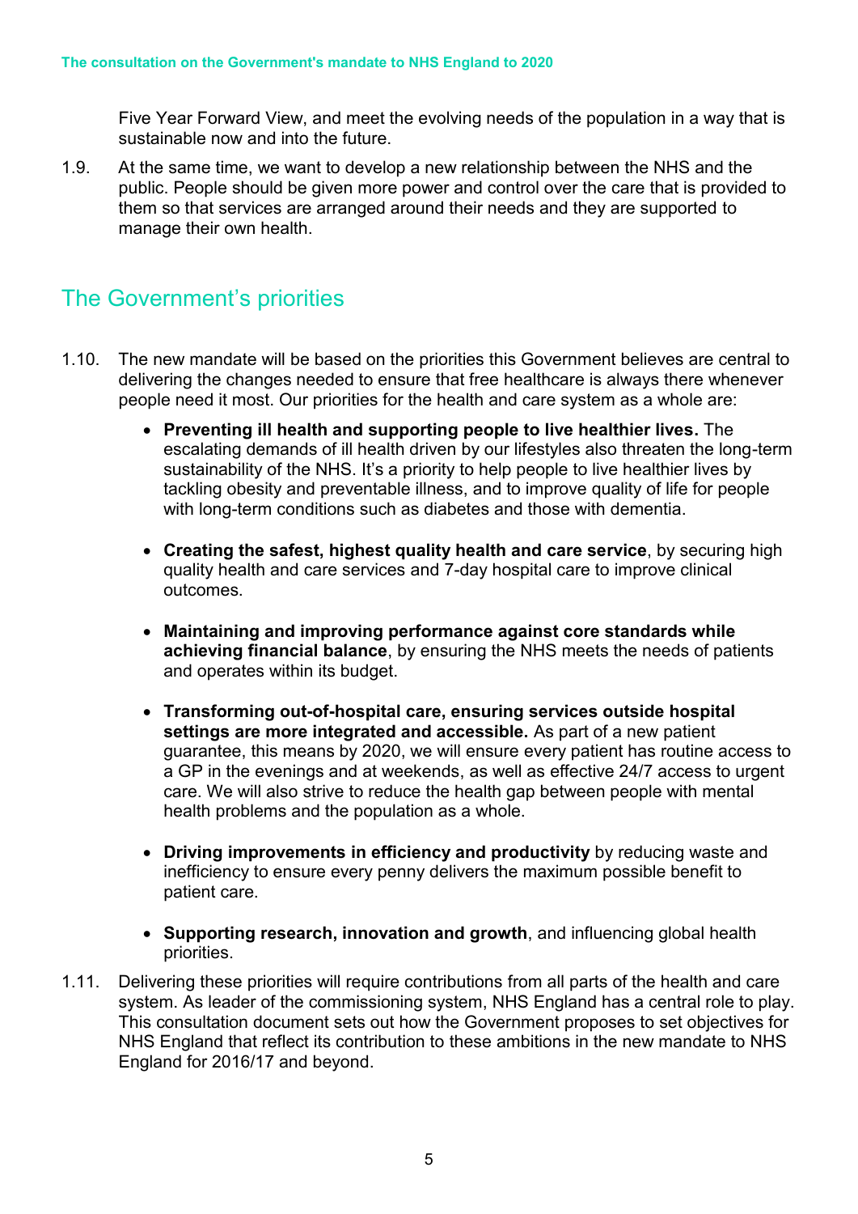Five Year Forward View, and meet the evolving needs of the population in a way that is sustainable now and into the future.

1.9. At the same time, we want to develop a new relationship between the NHS and the public. People should be given more power and control over the care that is provided to them so that services are arranged around their needs and they are supported to manage their own health.

## The Government's priorities

1.10. The new mandate will be based on the priorities this Government believes are central to delivering the changes needed to ensure that free healthcare is always there whenever people need it most. Our priorities for the health and care system as a whole are:

- **Preventing ill health and supporting people to live healthier lives.** The escalating demands of ill health driven by our lifestyles also threaten the long-term sustainability of the NHS. It's a priority to help people to live healthier lives by tackling obesity and preventable illness, and to improve quality of life for people with long-term conditions such as diabetes and those with dementia.

- **Creating the safest, highest quality health and care service**, by securing high quality health and care services and 7-day hospital care to improve clinical outcomes.

- **Maintaining and improving performance against core standards while achieving financial balance**, by ensuring the NHS meets the needs of patients and operates within its budget.

- **Transforming out-of-hospital care, ensuring services outside hospital settings are more integrated and accessible.** As part of a new patient guarantee, this means by 2020, we will ensure every patient has routine access to a GP in the evenings and at weekends, as well as effective 24/7 access to urgent care. We will also strive to reduce the health gap between people with mental health problems and the population as a whole.

- **Driving improvements in efficiency and productivity** by reducing waste and inefficiency to ensure every penny delivers the maximum possible benefit to patient care.

- **Supporting research, innovation and growth**, and influencing global health priorities.

1.11. Delivering these priorities will require contributions from all parts of the health and care system. As leader of the commissioning system, NHS England has a central role to play. This consultation document sets out how the Government proposes to set objectives for NHS England that reflect its contribution to these ambitions in the new mandate to NHS England for 2016/17 and beyond.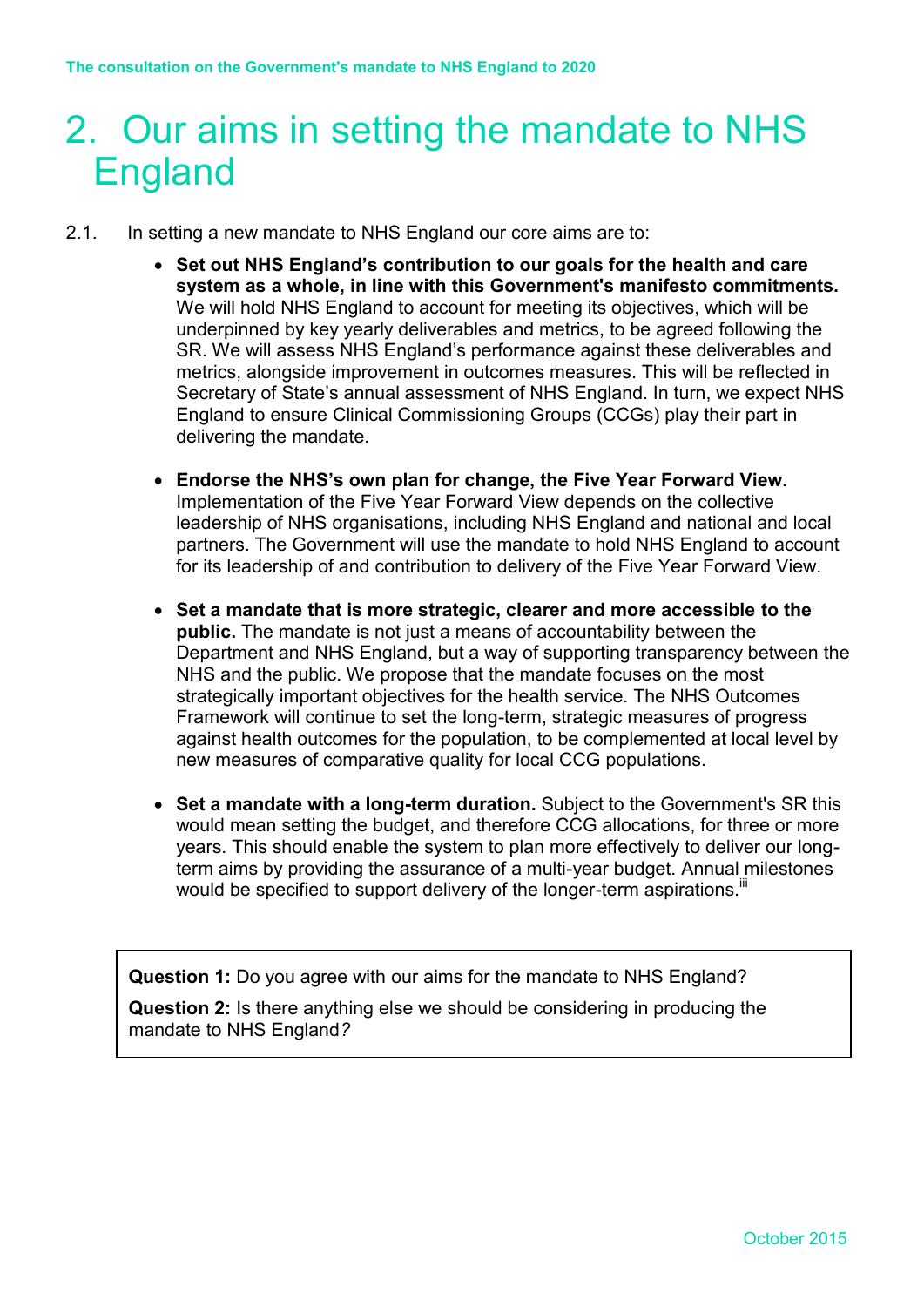# 2. Our aims in setting the mandate to NHS England

2.1. In setting a new mandate to NHS England our core aims are to:

- **Set out NHS England's contribution to our goals for the health and care system as a whole, in line with this Government's manifesto commitments.** We will hold NHS England to account for meeting its objectives, which will be underpinned by key yearly deliverables and metrics, to be agreed following the SR. We will assess NHS England's performance against these deliverables and metrics, alongside improvement in outcomes measures. This will be reflected in Secretary of State's annual assessment of NHS England. In turn, we expect NHS England to ensure Clinical Commissioning Groups (CCGs) play their part in delivering the mandate.

- **Endorse the NHS's own plan for change, the Five Year Forward View.** Implementation of the Five Year Forward View depends on the collective leadership of NHS organisations, including NHS England and national and local partners. The Government will use the mandate to hold NHS England to account for its leadership of and contribution to delivery of the Five Year Forward View.

- **Set a mandate that is more strategic, clearer and more accessible to the public.** The mandate is not just a means of accountability between the Department and NHS England, but a way of supporting transparency between the NHS and the public. We propose that the mandate focuses on the most strategically important objectives for the health service. The NHS Outcomes Framework will continue to set the long-term, strategic measures of progress against health outcomes for the population, to be complemented at local level by new measures of comparative quality for local CCG populations.

- **Set a mandate with a long-term duration.** Subject to the Government's SR this would mean setting the budget, and therefore CCG allocations, for three or more years. This should enable the system to plan more effectively to deliver our long-term aims by providing the assurance of a multi-year budget. Annual milestones would be specified to support delivery of the longer-term aspirations.[iii]

> **Question 1:** Do you agree with our aims for the mandate to NHS England?
>
> **Question 2:** Is there anything else we should be considering in producing the mandate to NHS England*?*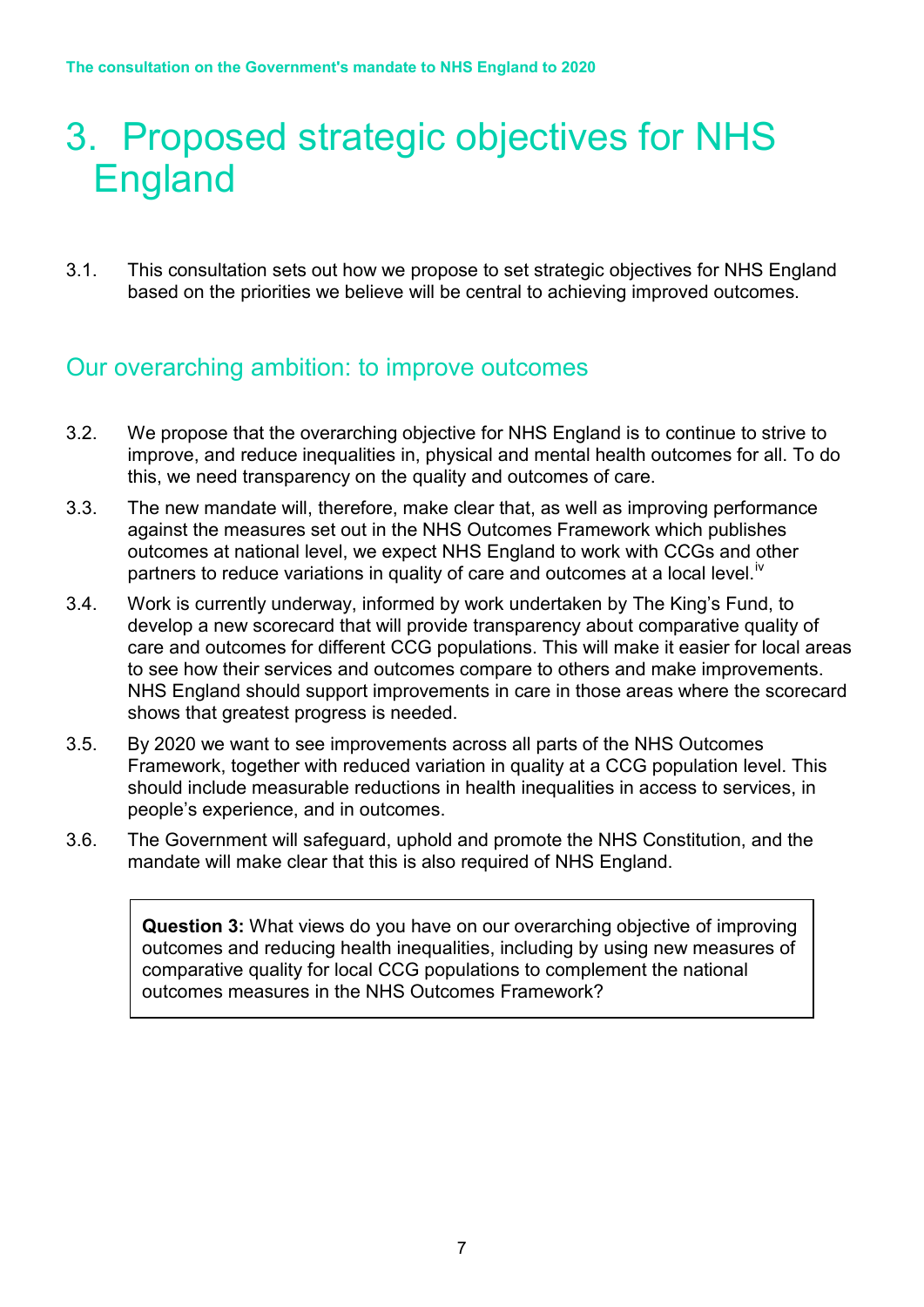# 3. Proposed strategic objectives for NHS England

3.1. This consultation sets out how we propose to set strategic objectives for NHS England based on the priorities we believe will be central to achieving improved outcomes.

## Our overarching ambition: to improve outcomes

3.2. We propose that the overarching objective for NHS England is to continue to strive to improve, and reduce inequalities in, physical and mental health outcomes for all. To do this, we need transparency on the quality and outcomes of care.

3.3. The new mandate will, therefore, make clear that, as well as improving performance against the measures set out in the NHS Outcomes Framework which publishes outcomes at national level, we expect NHS England to work with CCGs and other partners to reduce variations in quality of care and outcomes at a local level.[iv]

3.4. Work is currently underway, informed by work undertaken by The King's Fund, to develop a new scorecard that will provide transparency about comparative quality of care and outcomes for different CCG populations. This will make it easier for local areas to see how their services and outcomes compare to others and make improvements. NHS England should support improvements in care in those areas where the scorecard shows that greatest progress is needed.

3.5. By 2020 we want to see improvements across all parts of the NHS Outcomes Framework, together with reduced variation in quality at a CCG population level. This should include measurable reductions in health inequalities in access to services, in people's experience, and in outcomes.

3.6. The Government will safeguard, uphold and promote the NHS Constitution, and the mandate will make clear that this is also required of NHS England.

> **Question 3:** What views do you have on our overarching objective of improving outcomes and reducing health inequalities, including by using new measures of comparative quality for local CCG populations to complement the national outcomes measures in the NHS Outcomes Framework?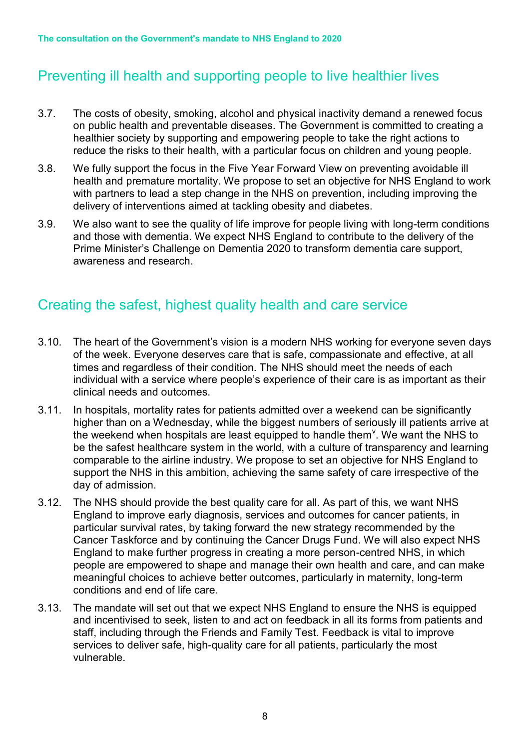## Preventing ill health and supporting people to live healthier lives

3.7. The costs of obesity, smoking, alcohol and physical inactivity demand a renewed focus on public health and preventable diseases. The Government is committed to creating a healthier society by supporting and empowering people to take the right actions to reduce the risks to their health, with a particular focus on children and young people.

3.8. We fully support the focus in the Five Year Forward View on preventing avoidable ill health and premature mortality. We propose to set an objective for NHS England to work with partners to lead a step change in the NHS on prevention, including improving the delivery of interventions aimed at tackling obesity and diabetes.

3.9. We also want to see the quality of life improve for people living with long-term conditions and those with dementia. We expect NHS England to contribute to the delivery of the Prime Minister's Challenge on Dementia 2020 to transform dementia care support, awareness and research.

## Creating the safest, highest quality health and care service

3.10. The heart of the Government's vision is a modern NHS working for everyone seven days of the week. Everyone deserves care that is safe, compassionate and effective, at all times and regardless of their condition. The NHS should meet the needs of each individual with a service where people's experience of their care is as important as their clinical needs and outcomes.

3.11. In hospitals, mortality rates for patients admitted over a weekend can be significantly higher than on a Wednesday, while the biggest numbers of seriously ill patients arrive at the weekend when hospitals are least equipped to handle them[v]. We want the NHS to be the safest healthcare system in the world, with a culture of transparency and learning comparable to the airline industry. We propose to set an objective for NHS England to support the NHS in this ambition, achieving the same safety of care irrespective of the day of admission.

3.12. The NHS should provide the best quality care for all. As part of this, we want NHS England to improve early diagnosis, services and outcomes for cancer patients, in particular survival rates, by taking forward the new strategy recommended by the Cancer Taskforce and by continuing the Cancer Drugs Fund. We will also expect NHS England to make further progress in creating a more person-centred NHS, in which people are empowered to shape and manage their own health and care, and can make meaningful choices to achieve better outcomes, particularly in maternity, long-term conditions and end of life care.

3.13. The mandate will set out that we expect NHS England to ensure the NHS is equipped and incentivised to seek, listen to and act on feedback in all its forms from patients and staff, including through the Friends and Family Test. Feedback is vital to improve services to deliver safe, high-quality care for all patients, particularly the most vulnerable.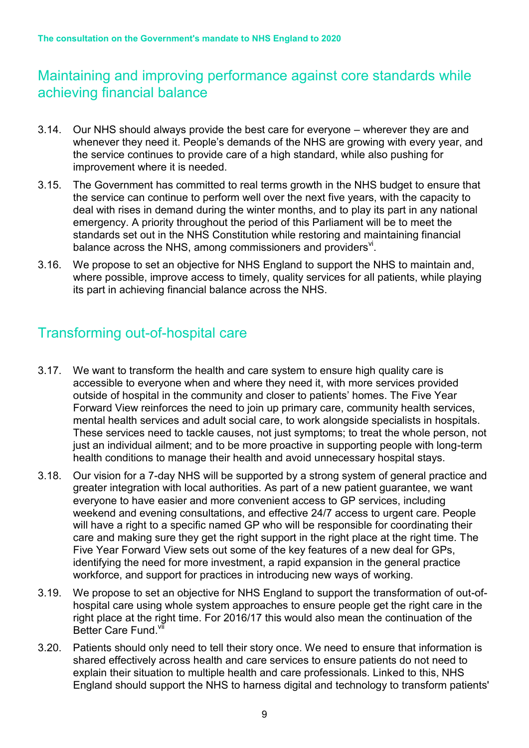## Maintaining and improving performance against core standards while achieving financial balance

3.14. Our NHS should always provide the best care for everyone – wherever they are and whenever they need it. People's demands of the NHS are growing with every year, and the service continues to provide care of a high standard, while also pushing for improvement where it is needed.

3.15. The Government has committed to real terms growth in the NHS budget to ensure that the service can continue to perform well over the next five years, with the capacity to deal with rises in demand during the winter months, and to play its part in any national emergency. A priority throughout the period of this Parliament will be to meet the standards set out in the NHS Constitution while restoring and maintaining financial balance across the NHS, among commissioners and providers[vi].

3.16. We propose to set an objective for NHS England to support the NHS to maintain and, where possible, improve access to timely, quality services for all patients, while playing its part in achieving financial balance across the NHS.

## Transforming out-of-hospital care

3.17. We want to transform the health and care system to ensure high quality care is accessible to everyone when and where they need it, with more services provided outside of hospital in the community and closer to patients' homes. The Five Year Forward View reinforces the need to join up primary care, community health services, mental health services and adult social care, to work alongside specialists in hospitals. These services need to tackle causes, not just symptoms; to treat the whole person, not just an individual ailment; and to be more proactive in supporting people with long-term health conditions to manage their health and avoid unnecessary hospital stays.

3.18. Our vision for a 7-day NHS will be supported by a strong system of general practice and greater integration with local authorities. As part of a new patient guarantee, we want everyone to have easier and more convenient access to GP services, including weekend and evening consultations, and effective 24/7 access to urgent care. People will have a right to a specific named GP who will be responsible for coordinating their care and making sure they get the right support in the right place at the right time. The Five Year Forward View sets out some of the key features of a new deal for GPs, identifying the need for more investment, a rapid expansion in the general practice workforce, and support for practices in introducing new ways of working.

3.19. We propose to set an objective for NHS England to support the transformation of out-of-hospital care using whole system approaches to ensure people get the right care in the right place at the right time. For 2016/17 this would also mean the continuation of the Better Care Fund.[vii]

3.20. Patients should only need to tell their story once. We need to ensure that information is shared effectively across health and care services to ensure patients do not need to explain their situation to multiple health and care professionals. Linked to this, NHS England should support the NHS to harness digital and technology to transform patients'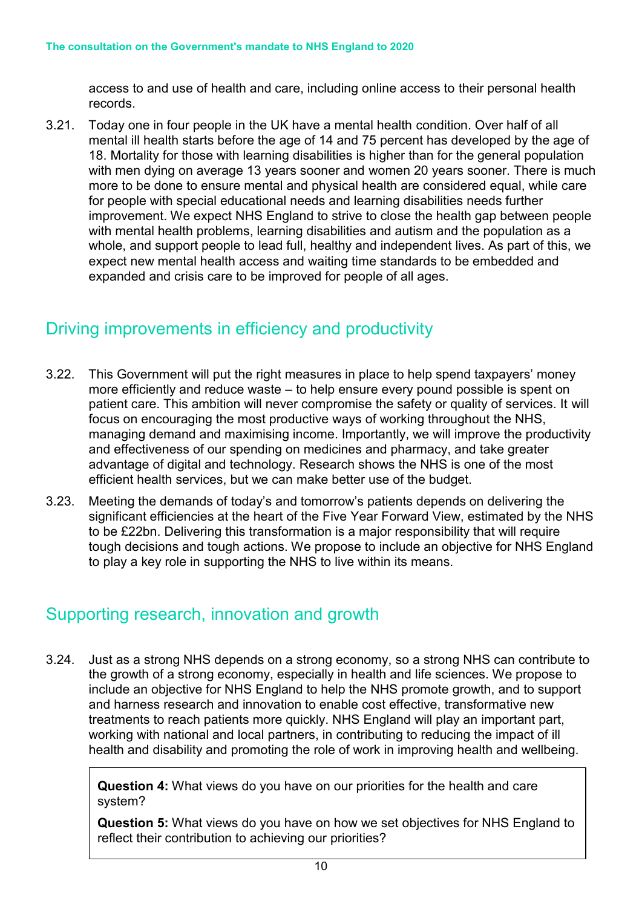access to and use of health and care, including online access to their personal health records.

3.21. Today one in four people in the UK have a mental health condition. Over half of all mental ill health starts before the age of 14 and 75 percent has developed by the age of 18. Mortality for those with learning disabilities is higher than for the general population with men dying on average 13 years sooner and women 20 years sooner. There is much more to be done to ensure mental and physical health are considered equal, while care for people with special educational needs and learning disabilities needs further improvement. We expect NHS England to strive to close the health gap between people with mental health problems, learning disabilities and autism and the population as a whole, and support people to lead full, healthy and independent lives. As part of this, we expect new mental health access and waiting time standards to be embedded and expanded and crisis care to be improved for people of all ages.

## Driving improvements in efficiency and productivity

3.22. This Government will put the right measures in place to help spend taxpayers' money more efficiently and reduce waste – to help ensure every pound possible is spent on patient care. This ambition will never compromise the safety or quality of services. It will focus on encouraging the most productive ways of working throughout the NHS, managing demand and maximising income. Importantly, we will improve the productivity and effectiveness of our spending on medicines and pharmacy, and take greater advantage of digital and technology. Research shows the NHS is one of the most efficient health services, but we can make better use of the budget.

3.23. Meeting the demands of today's and tomorrow's patients depends on delivering the significant efficiencies at the heart of the Five Year Forward View, estimated by the NHS to be £22bn. Delivering this transformation is a major responsibility that will require tough decisions and tough actions. We propose to include an objective for NHS England to play a key role in supporting the NHS to live within its means.

## Supporting research, innovation and growth

3.24. Just as a strong NHS depends on a strong economy, so a strong NHS can contribute to the growth of a strong economy, especially in health and life sciences. We propose to include an objective for NHS England to help the NHS promote growth, and to support and harness research and innovation to enable cost effective, transformative new treatments to reach patients more quickly. NHS England will play an important part, working with national and local partners, in contributing to reducing the impact of ill health and disability and promoting the role of work in improving health and wellbeing.

**Question 4:** What views do you have on our priorities for the health and care system?

**Question 5:** What views do you have on how we set objectives for NHS England to reflect their contribution to achieving our priorities?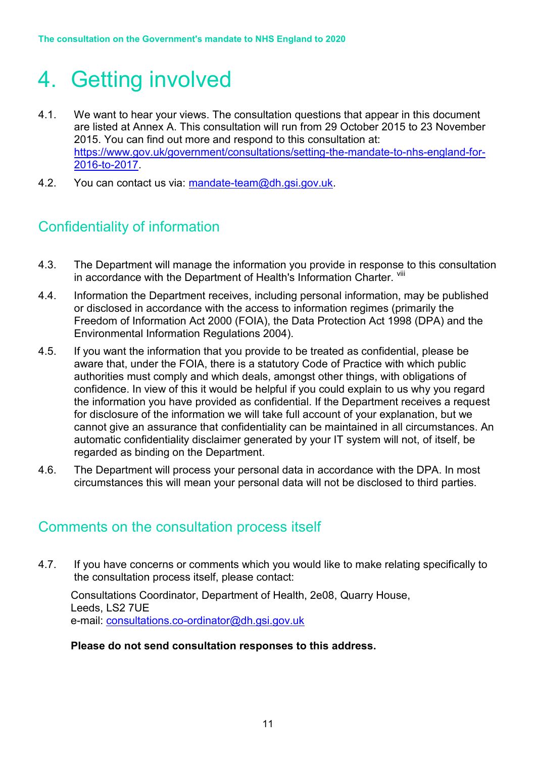# 4. Getting involved

4.1. We want to hear your views. The consultation questions that appear in this document are listed at Annex A. This consultation will run from 29 October 2015 to 23 November 2015. You can find out more and respond to this consultation at: https://www.gov.uk/government/consultations/setting-the-mandate-to-nhs-england-for-2016-to-2017.

4.2. You can contact us via: mandate-team@dh.gsi.gov.uk.

## Confidentiality of information

4.3. The Department will manage the information you provide in response to this consultation in accordance with the Department of Health's Information Charter. [viii]

4.4. Information the Department receives, including personal information, may be published or disclosed in accordance with the access to information regimes (primarily the Freedom of Information Act 2000 (FOIA), the Data Protection Act 1998 (DPA) and the Environmental Information Regulations 2004).

4.5. If you want the information that you provide to be treated as confidential, please be aware that, under the FOIA, there is a statutory Code of Practice with which public authorities must comply and which deals, amongst other things, with obligations of confidence. In view of this it would be helpful if you could explain to us why you regard the information you have provided as confidential. If the Department receives a request for disclosure of the information we will take full account of your explanation, but we cannot give an assurance that confidentiality can be maintained in all circumstances. An automatic confidentiality disclaimer generated by your IT system will not, of itself, be regarded as binding on the Department.

4.6. The Department will process your personal data in accordance with the DPA. In most circumstances this will mean your personal data will not be disclosed to third parties.

## Comments on the consultation process itself

4.7. If you have concerns or comments which you would like to make relating specifically to the consultation process itself, please contact:

Consultations Coordinator, Department of Health, 2e08, Quarry House,
Leeds, LS2 7UE
e-mail: consultations.co-ordinator@dh.gsi.gov.uk

**Please do not send consultation responses to this address.**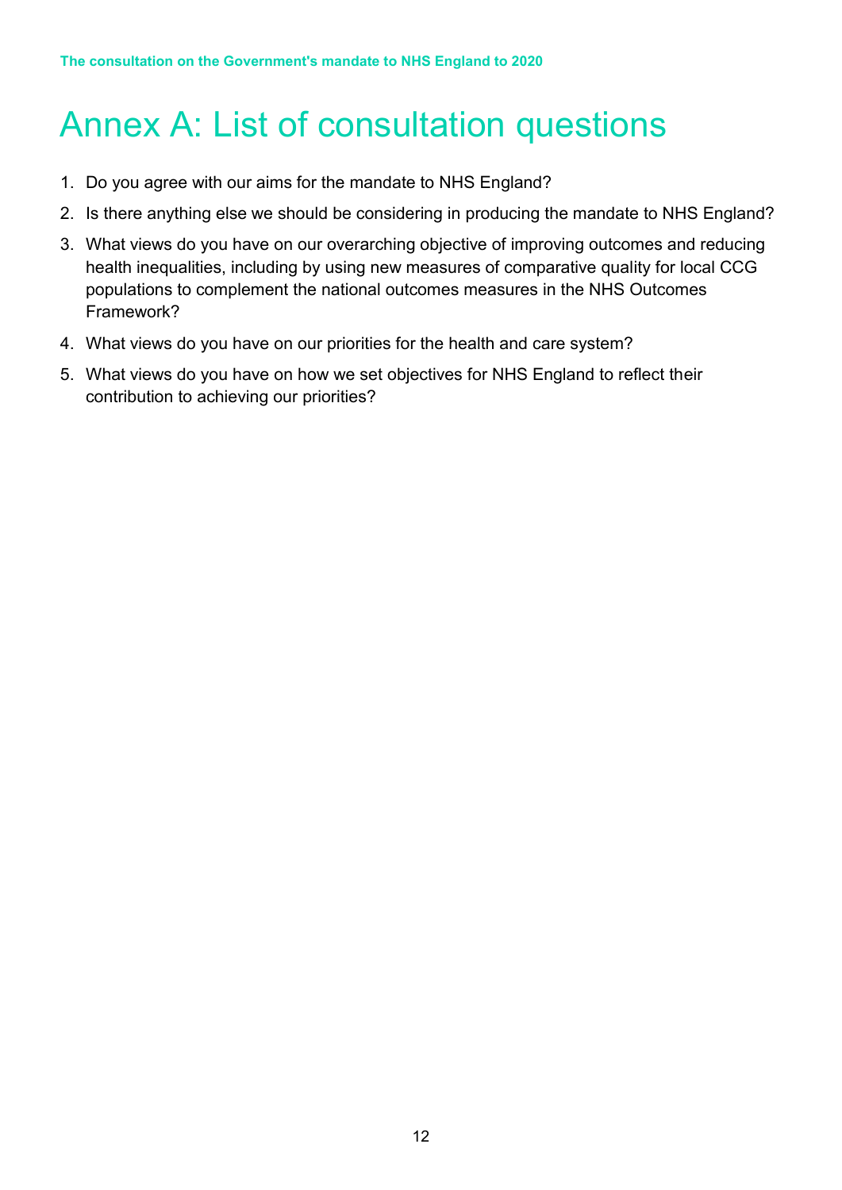# Annex A: List of consultation questions

1. Do you agree with our aims for the mandate to NHS England?
2. Is there anything else we should be considering in producing the mandate to NHS England?
3. What views do you have on our overarching objective of improving outcomes and reducing health inequalities, including by using new measures of comparative quality for local CCG populations to complement the national outcomes measures in the NHS Outcomes Framework?
4. What views do you have on our priorities for the health and care system?
5. What views do you have on how we set objectives for NHS England to reflect their contribution to achieving our priorities?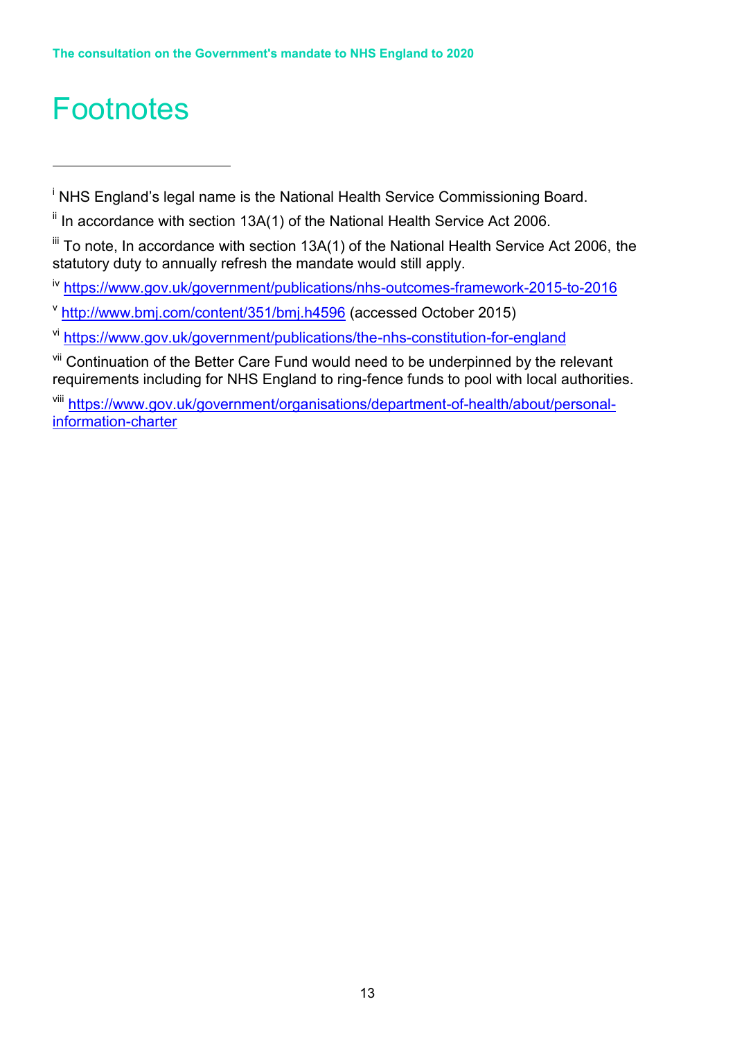# Footnotes

[i] NHS England's legal name is the National Health Service Commissioning Board.

[ii] In accordance with section 13A(1) of the National Health Service Act 2006.

[iii] To note, In accordance with section 13A(1) of the National Health Service Act 2006, the statutory duty to annually refresh the mandate would still apply.

[iv] https://www.gov.uk/government/publications/nhs-outcomes-framework-2015-to-2016

[v] http://www.bmj.com/content/351/bmj.h4596 (accessed October 2015)

[vi] https://www.gov.uk/government/publications/the-nhs-constitution-for-england

[vii] Continuation of the Better Care Fund would need to be underpinned by the relevant requirements including for NHS England to ring-fence funds to pool with local authorities.

[viii] https://www.gov.uk/government/organisations/department-of-health/about/personal-information-charter